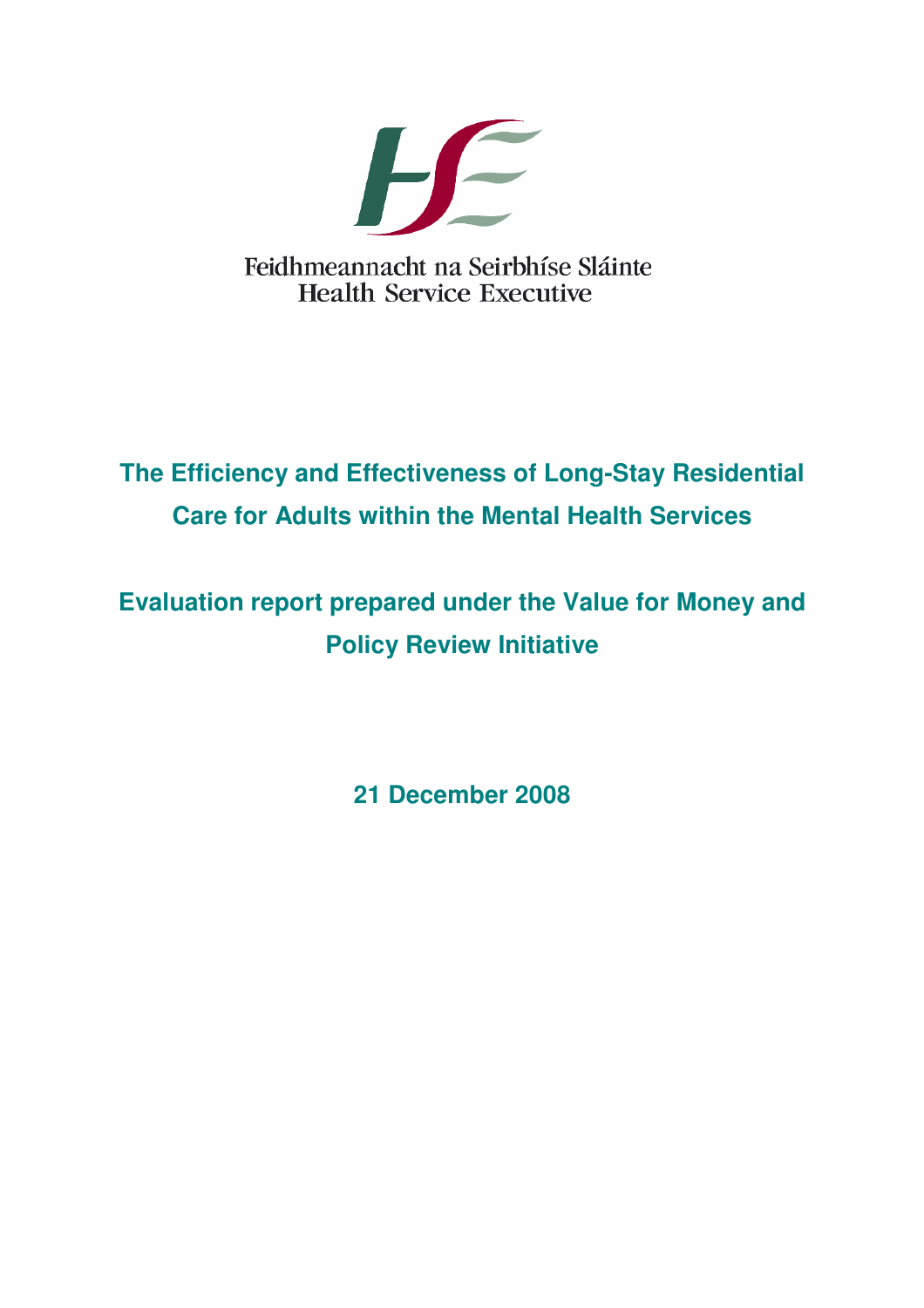Feidhmeannacht na Seirbhíse Sláinte
Health Service Executive

# The Efficiency and Effectiveness of Long-Stay Residential Care for Adults within the Mental Health Services

## Evaluation report prepared under the Value for Money and Policy Review Initiative

**21 December 2008**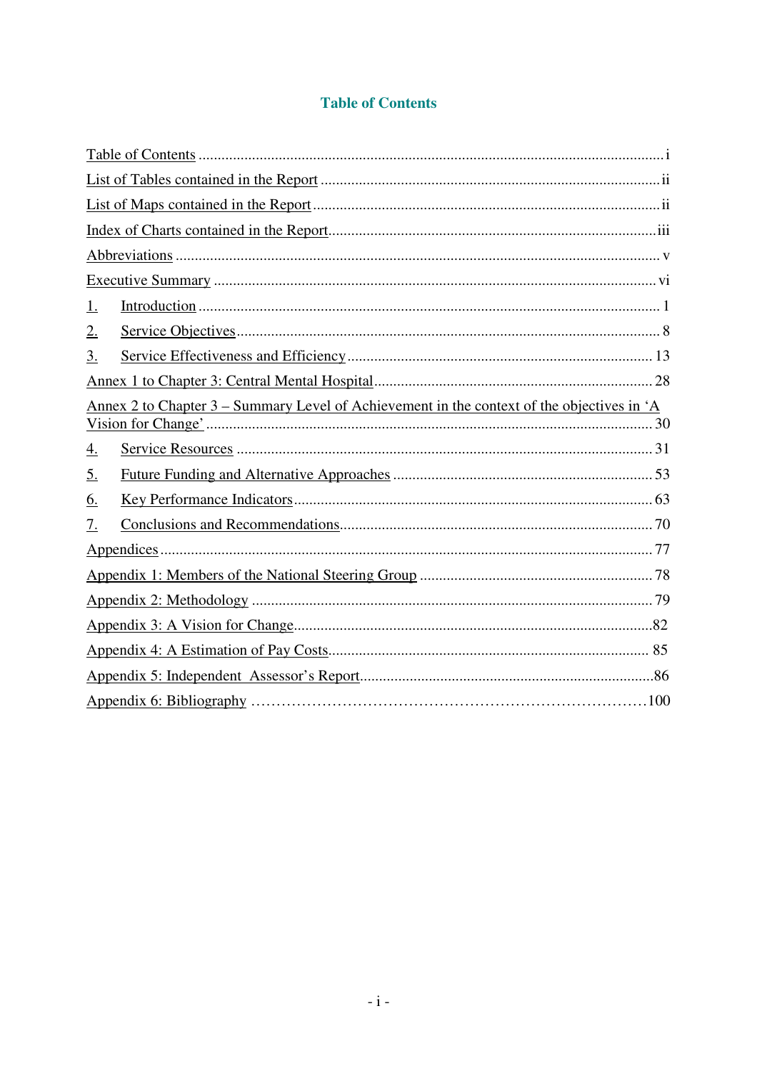# Table of Contents

Table of Contents ........................................................................................................................i

List of Tables contained in the Report .......................................................................................ii

List of Maps contained in the Report.........................................................................................ii

Index of Charts contained in the Report....................................................................................iii

Abbreviations .............................................................................................................................v

Executive Summary ..................................................................................................................vi

1. Introduction ........................................................................................................................1

2. Service Objectives..............................................................................................................8

3. Service Effectiveness and Efficiency ...............................................................................13

Annex 1 to Chapter 3: Central Mental Hospital.......................................................................28

Annex 2 to Chapter 3 – Summary Level of Achievement in the context of the objectives in 'A Vision for Change' ...................................................................................................................30

4. Service Resources ............................................................................................................31

5. Future Funding and Alternative Approaches ...................................................................53

6. Key Performance Indicators.............................................................................................63

7. Conclusions and Recommendations.................................................................................70

Appendices ...............................................................................................................................77

Appendix 1: Members of the National Steering Group ...........................................................78

Appendix 2: Methodology .......................................................................................................79

Appendix 3: A Vision for Change............................................................................................82

Appendix 4: A Estimation of Pay Costs.................................................................................. 85

Appendix 5: Independent Assessor's Report............................................................................86

Appendix 6: Bibliography ......................................................................................................100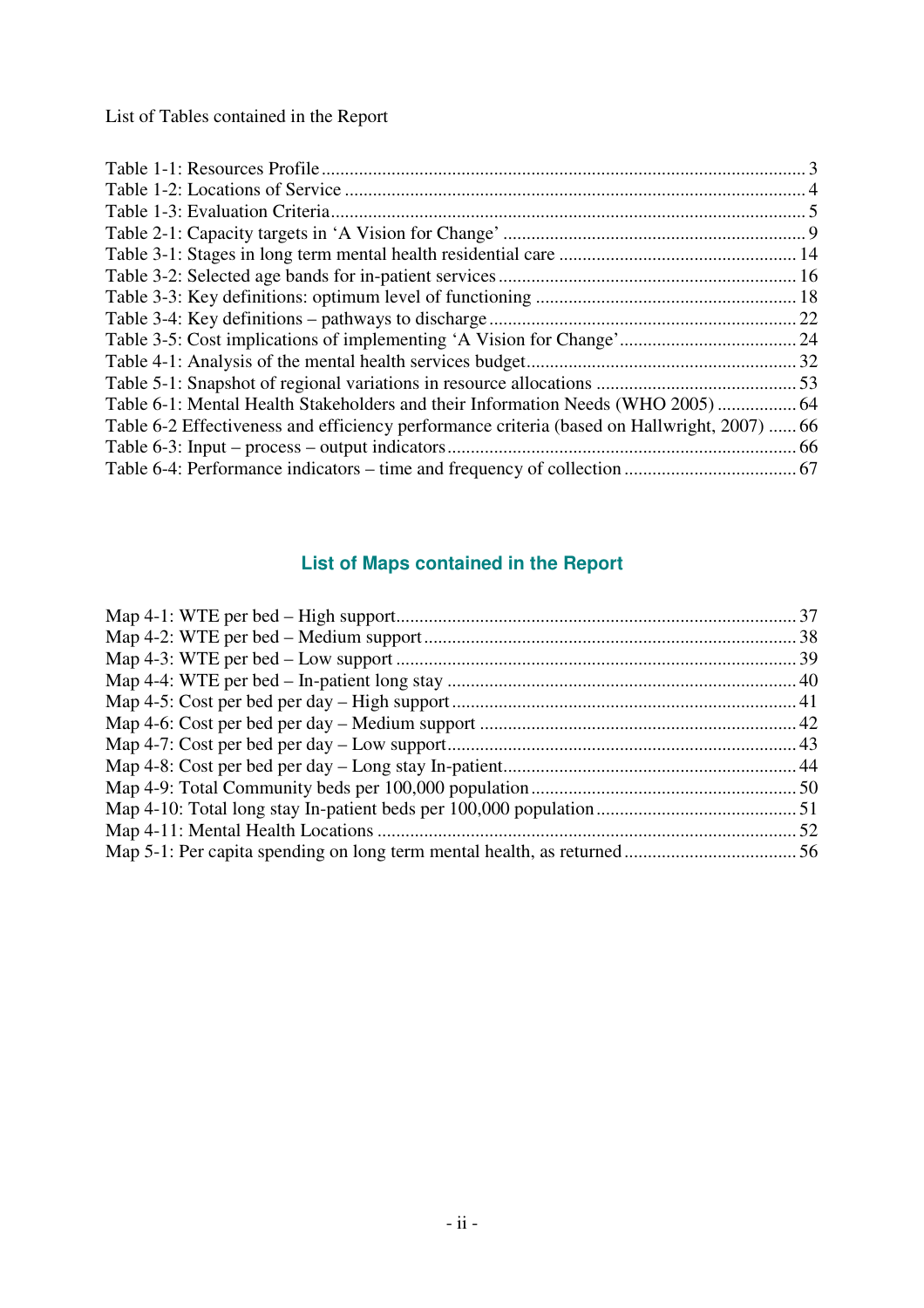List of Tables contained in the Report

Table 1-1: Resources Profile ........................................................................................................ 3
Table 1-2: Locations of Service .................................................................................................. 4
Table 1-3: Evaluation Criteria...................................................................................................... 5
Table 2-1: Capacity targets in 'A Vision for Change' ................................................................. 9
Table 3-1: Stages in long term mental health residential care .................................................. 14
Table 3-2: Selected age bands for in-patient services ................................................................ 16
Table 3-3: Key definitions: optimum level of functioning ........................................................ 18
Table 3-4: Key definitions – pathways to discharge .................................................................. 22
Table 3-5: Cost implications of implementing 'A Vision for Change'...................................... 24
Table 4-1: Analysis of the mental health services budget.......................................................... 32
Table 5-1: Snapshot of regional variations in resource allocations ........................................... 53
Table 6-1: Mental Health Stakeholders and their Information Needs (WHO 2005) ................. 64
Table 6-2 Effectiveness and efficiency performance criteria (based on Hallwright, 2007) ...... 66
Table 6-3: Input – process – output indicators........................................................................... 66
Table 6-4: Performance indicators – time and frequency of collection ..................................... 67

## List of Maps contained in the Report

Map 4-1: WTE per bed – High support...................................................................................... 37
Map 4-2: WTE per bed – Medium support................................................................................. 38
Map 4-3: WTE per bed – Low support ...................................................................................... 39
Map 4-4: WTE per bed – In-patient long stay ........................................................................... 40
Map 4-5: Cost per bed per day – High support.......................................................................... 41
Map 4-6: Cost per bed per day – Medium support .................................................................... 42
Map 4-7: Cost per bed per day – Low support............................................................................ 43
Map 4-8: Cost per bed per day – Long stay In-patient............................................................... 44
Map 4-9: Total Community beds per 100,000 population.......................................................... 50
Map 4-10: Total long stay In-patient beds per 100,000 population............................................ 51
Map 4-11: Mental Health Locations .......................................................................................... 52
Map 5-1: Per capita spending on long term mental health, as returned..................................... 56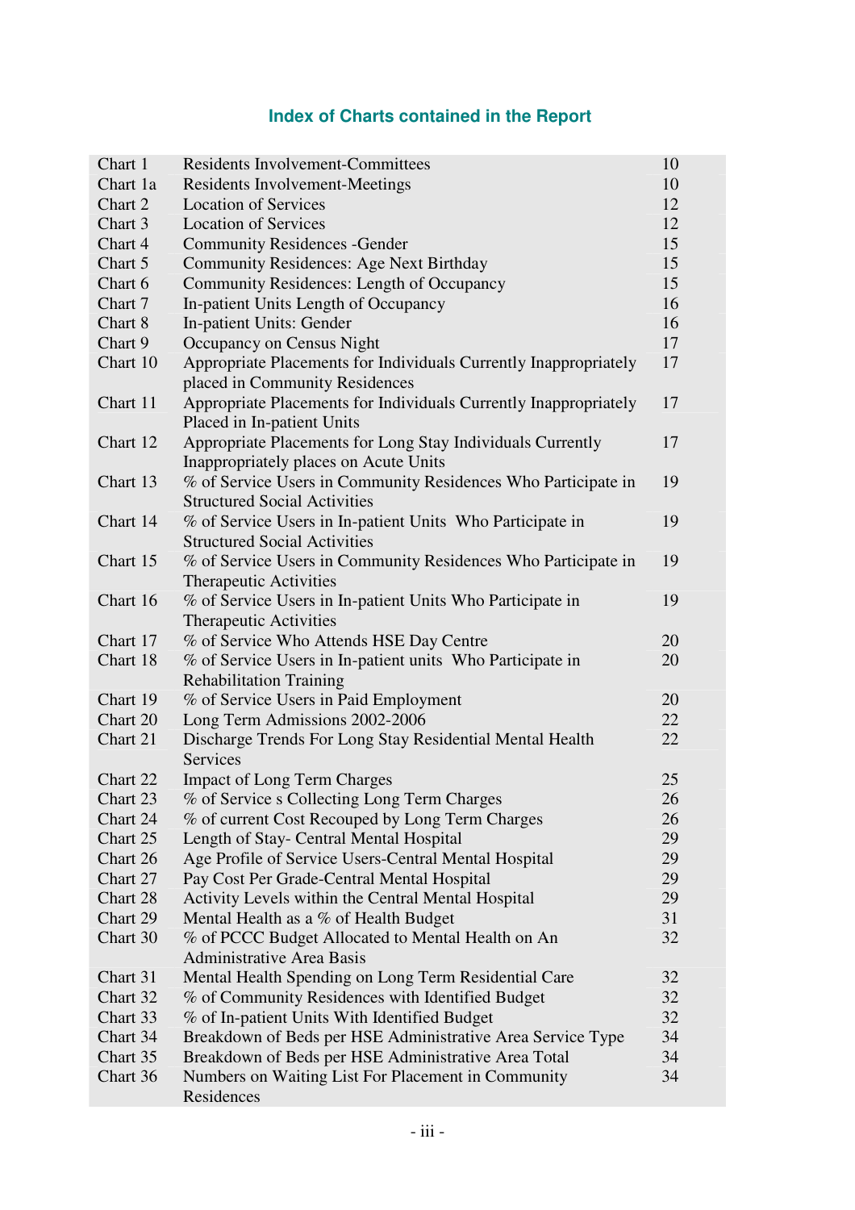## Index of Charts contained in the Report

| | | |
|---|---|---|
| Chart 1 | Residents Involvement-Committees | 10 |
| Chart 1a | Residents Involvement-Meetings | 10 |
| Chart 2 | Location of Services | 12 |
| Chart 3 | Location of Services | 12 |
| Chart 4 | Community Residences -Gender | 15 |
| Chart 5 | Community Residences: Age Next Birthday | 15 |
| Chart 6 | Community Residences: Length of Occupancy | 15 |
| Chart 7 | In-patient Units Length of Occupancy | 16 |
| Chart 8 | In-patient Units: Gender | 16 |
| Chart 9 | Occupancy on Census Night | 17 |
| Chart 10 | Appropriate Placements for Individuals Currently Inappropriately placed in Community Residences | 17 |
| Chart 11 | Appropriate Placements for Individuals Currently Inappropriately Placed in In-patient Units | 17 |
| Chart 12 | Appropriate Placements for Long Stay Individuals Currently Inappropriately places on Acute Units | 17 |
| Chart 13 | % of Service Users in Community Residences Who Participate in Structured Social Activities | 19 |
| Chart 14 | % of Service Users in In-patient Units Who Participate in Structured Social Activities | 19 |
| Chart 15 | % of Service Users in Community Residences Who Participate in Therapeutic Activities | 19 |
| Chart 16 | % of Service Users in In-patient Units Who Participate in Therapeutic Activities | 19 |
| Chart 17 | % of Service Who Attends HSE Day Centre | 20 |
| Chart 18 | % of Service Users in In-patient units Who Participate in Rehabilitation Training | 20 |
| Chart 19 | % of Service Users in Paid Employment | 20 |
| Chart 20 | Long Term Admissions 2002-2006 | 22 |
| Chart 21 | Discharge Trends For Long Stay Residential Mental Health Services | 22 |
| Chart 22 | Impact of Long Term Charges | 25 |
| Chart 23 | % of Service s Collecting Long Term Charges | 26 |
| Chart 24 | % of current Cost Recouped by Long Term Charges | 26 |
| Chart 25 | Length of Stay- Central Mental Hospital | 29 |
| Chart 26 | Age Profile of Service Users-Central Mental Hospital | 29 |
| Chart 27 | Pay Cost Per Grade-Central Mental Hospital | 29 |
| Chart 28 | Activity Levels within the Central Mental Hospital | 29 |
| Chart 29 | Mental Health as a % of Health Budget | 31 |
| Chart 30 | % of PCCC Budget Allocated to Mental Health on An Administrative Area Basis | 32 |
| Chart 31 | Mental Health Spending on Long Term Residential Care | 32 |
| Chart 32 | % of Community Residences with Identified Budget | 32 |
| Chart 33 | % of In-patient Units With Identified Budget | 32 |
| Chart 34 | Breakdown of Beds per HSE Administrative Area Service Type | 34 |
| Chart 35 | Breakdown of Beds per HSE Administrative Area Total | 34 |
| Chart 36 | Numbers on Waiting List For Placement in Community Residences | 34 |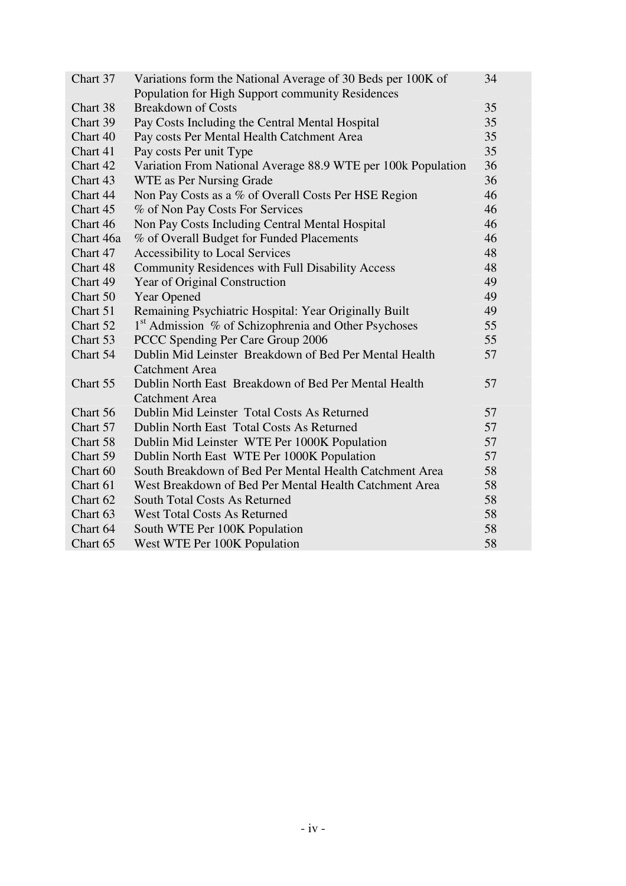| | | |
|---|---|---|
| Chart 37 | Variations form the National Average of 30 Beds per 100K of Population for High Support community Residences | 34 |
| Chart 38 | Breakdown of Costs | 35 |
| Chart 39 | Pay Costs Including the Central Mental Hospital | 35 |
| Chart 40 | Pay costs Per Mental Health Catchment Area | 35 |
| Chart 41 | Pay costs Per unit Type | 35 |
| Chart 42 | Variation From National Average 88.9 WTE per 100k Population | 36 |
| Chart 43 | WTE as Per Nursing Grade | 36 |
| Chart 44 | Non Pay Costs as a % of Overall Costs Per HSE Region | 46 |
| Chart 45 | % of Non Pay Costs For Services | 46 |
| Chart 46 | Non Pay Costs Including Central Mental Hospital | 46 |
| Chart 46a | % of Overall Budget for Funded Placements | 46 |
| Chart 47 | Accessibility to Local Services | 48 |
| Chart 48 | Community Residences with Full Disability Access | 48 |
| Chart 49 | Year of Original Construction | 49 |
| Chart 50 | Year Opened | 49 |
| Chart 51 | Remaining Psychiatric Hospital: Year Originally Built | 49 |
| Chart 52 | 1st Admission % of Schizophrenia and Other Psychoses | 55 |
| Chart 53 | PCCC Spending Per Care Group 2006 | 55 |
| Chart 54 | Dublin Mid Leinster Breakdown of Bed Per Mental Health Catchment Area | 57 |
| Chart 55 | Dublin North East Breakdown of Bed Per Mental Health Catchment Area | 57 |
| Chart 56 | Dublin Mid Leinster Total Costs As Returned | 57 |
| Chart 57 | Dublin North East Total Costs As Returned | 57 |
| Chart 58 | Dublin Mid Leinster WTE Per 1000K Population | 57 |
| Chart 59 | Dublin North East WTE Per 1000K Population | 57 |
| Chart 60 | South Breakdown of Bed Per Mental Health Catchment Area | 58 |
| Chart 61 | West Breakdown of Bed Per Mental Health Catchment Area | 58 |
| Chart 62 | South Total Costs As Returned | 58 |
| Chart 63 | West Total Costs As Returned | 58 |
| Chart 64 | South WTE Per 100K Population | 58 |
| Chart 65 | West WTE Per 100K Population | 58 |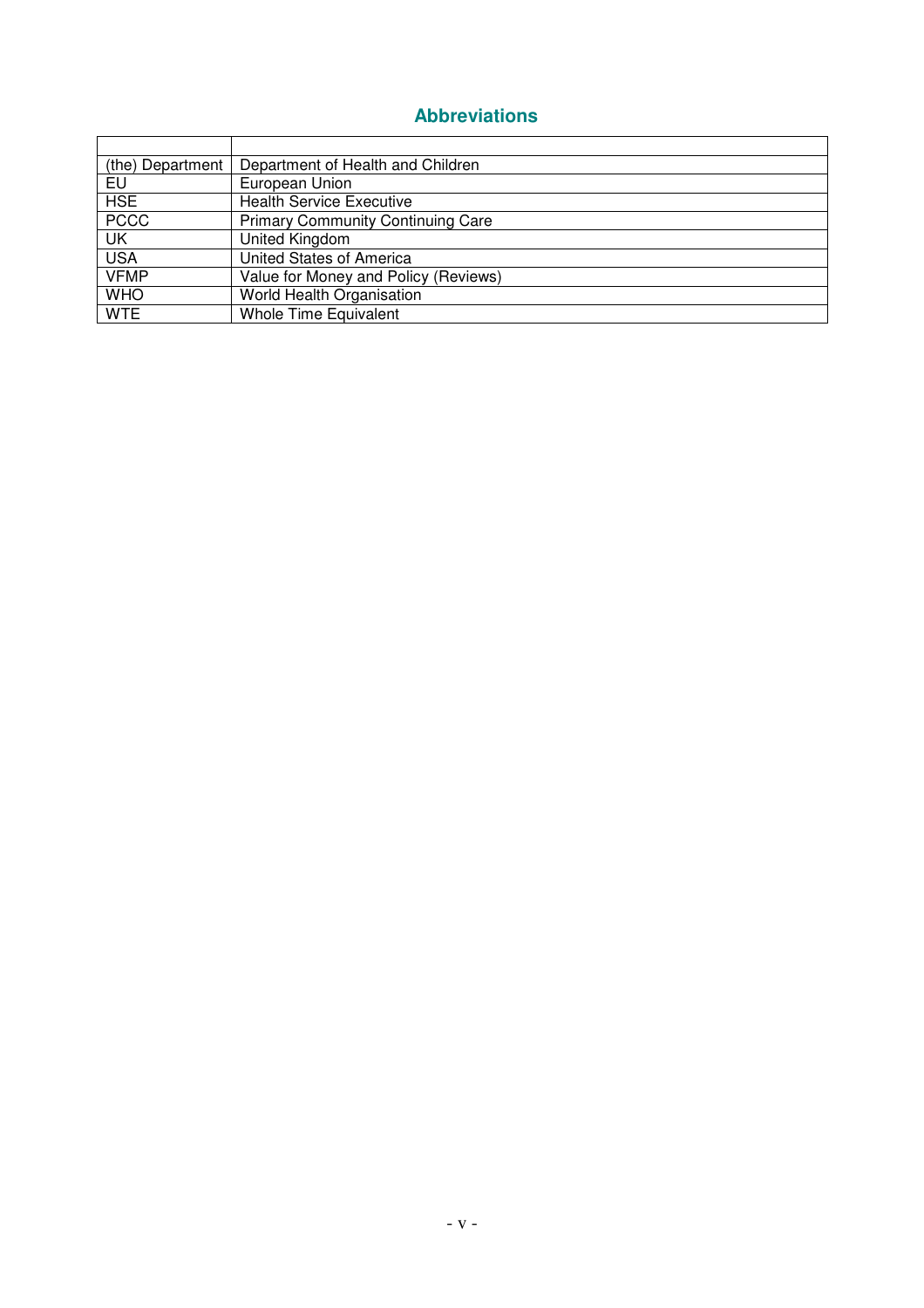## Abbreviations

| | |
|---|---|
| (the) Department | Department of Health and Children |
| EU | European Union |
| HSE | Health Service Executive |
| PCCC | Primary Community Continuing Care |
| UK | United Kingdom |
| USA | United States of America |
| VFMP | Value for Money and Policy (Reviews) |
| WHO | World Health Organisation |
| WTE | Whole Time Equivalent |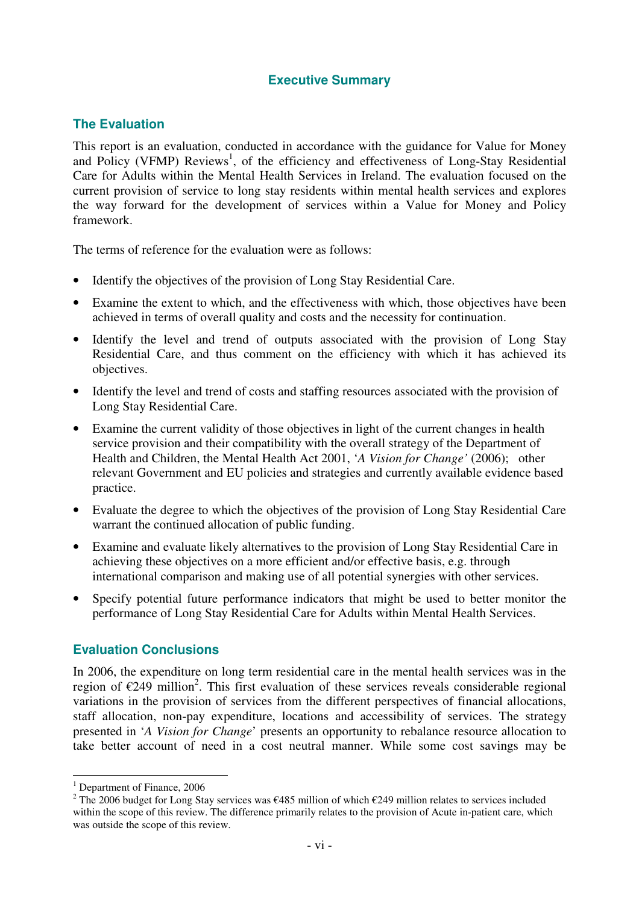# Executive Summary

## The Evaluation

This report is an evaluation, conducted in accordance with the guidance for Value for Money and Policy (VFMP) Reviews[1], of the efficiency and effectiveness of Long-Stay Residential Care for Adults within the Mental Health Services in Ireland. The evaluation focused on the current provision of service to long stay residents within mental health services and explores the way forward for the development of services within a Value for Money and Policy framework.

The terms of reference for the evaluation were as follows:

- Identify the objectives of the provision of Long Stay Residential Care.
- Examine the extent to which, and the effectiveness with which, those objectives have been achieved in terms of overall quality and costs and the necessity for continuation.
- Identify the level and trend of outputs associated with the provision of Long Stay Residential Care, and thus comment on the efficiency with which it has achieved its objectives.
- Identify the level and trend of costs and staffing resources associated with the provision of Long Stay Residential Care.
- Examine the current validity of those objectives in light of the current changes in health service provision and their compatibility with the overall strategy of the Department of Health and Children, the Mental Health Act 2001, '*A Vision for Change'* (2006); other relevant Government and EU policies and strategies and currently available evidence based practice.
- Evaluate the degree to which the objectives of the provision of Long Stay Residential Care warrant the continued allocation of public funding.
- Examine and evaluate likely alternatives to the provision of Long Stay Residential Care in achieving these objectives on a more efficient and/or effective basis, e.g. through international comparison and making use of all potential synergies with other services.
- Specify potential future performance indicators that might be used to better monitor the performance of Long Stay Residential Care for Adults within Mental Health Services.

## Evaluation Conclusions

In 2006, the expenditure on long term residential care in the mental health services was in the region of €249 million[2]. This first evaluation of these services reveals considerable regional variations in the provision of services from the different perspectives of financial allocations, staff allocation, non-pay expenditure, locations and accessibility of services. The strategy presented in '*A Vision for Change*' presents an opportunity to rebalance resource allocation to take better account of need in a cost neutral manner. While some cost savings may be

---

[1] Department of Finance, 2006

[2] The 2006 budget for Long Stay services was €485 million of which €249 million relates to services included within the scope of this review. The difference primarily relates to the provision of Acute in-patient care, which was outside the scope of this review.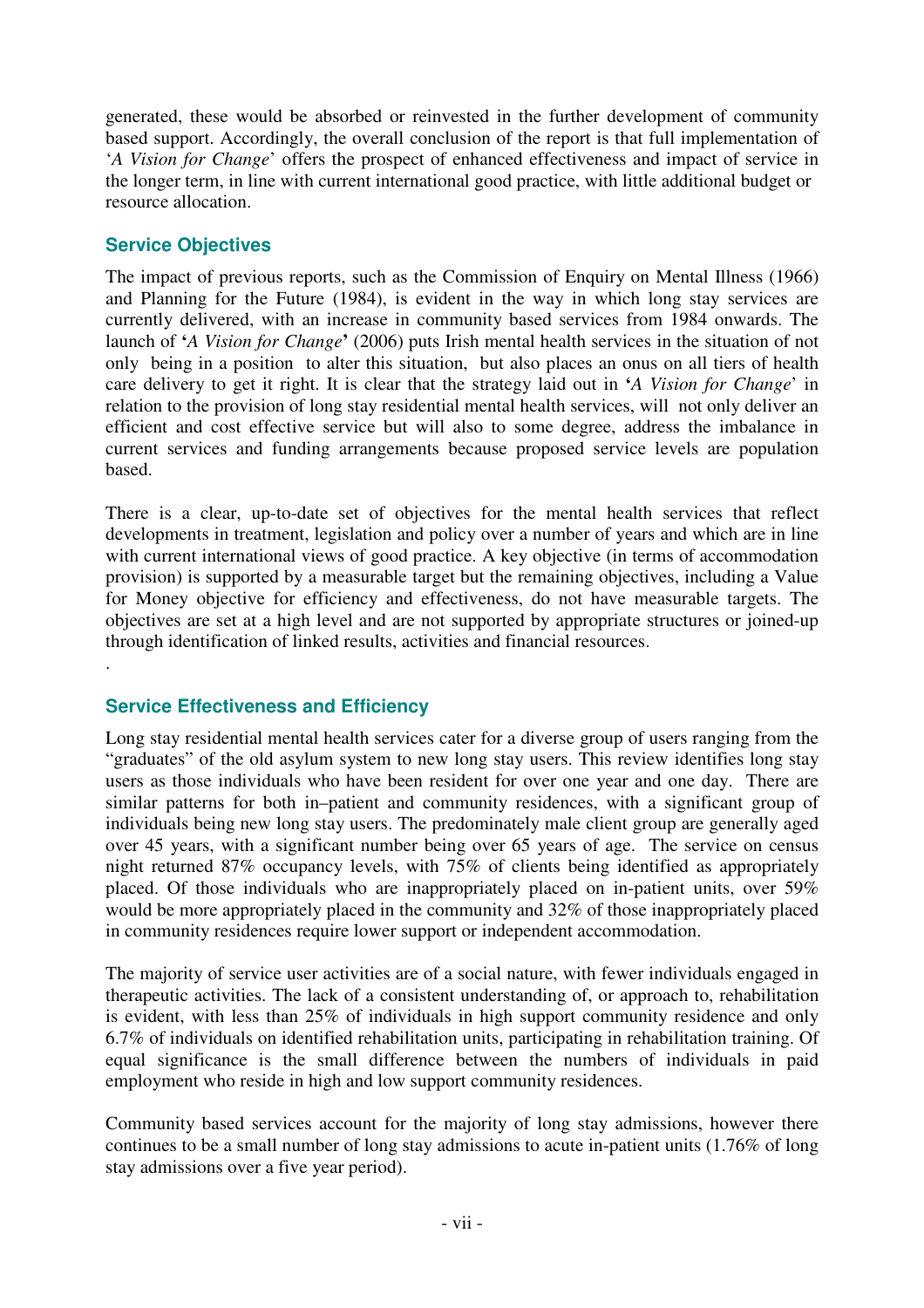generated, these would be absorbed or reinvested in the further development of community based support. Accordingly, the overall conclusion of the report is that full implementation of '*A Vision for Change*' offers the prospect of enhanced effectiveness and impact of service in the longer term, in line with current international good practice, with little additional budget or resource allocation.

## Service Objectives

The impact of previous reports, such as the Commission of Enquiry on Mental Illness (1966) and Planning for the Future (1984), is evident in the way in which long stay services are currently delivered, with an increase in community based services from 1984 onwards. The launch of '*A Vision for Change*' (2006) puts Irish mental health services in the situation of not only being in a position to alter this situation, but also places an onus on all tiers of health care delivery to get it right. It is clear that the strategy laid out in '*A Vision for Change*' in relation to the provision of long stay residential mental health services, will not only deliver an efficient and cost effective service but will also to some degree, address the imbalance in current services and funding arrangements because proposed service levels are population based.

There is a clear, up-to-date set of objectives for the mental health services that reflect developments in treatment, legislation and policy over a number of years and which are in line with current international views of good practice. A key objective (in terms of accommodation provision) is supported by a measurable target but the remaining objectives, including a Value for Money objective for efficiency and effectiveness, do not have measurable targets. The objectives are set at a high level and are not supported by appropriate structures or joined-up through identification of linked results, activities and financial resources.

## Service Effectiveness and Efficiency

Long stay residential mental health services cater for a diverse group of users ranging from the "graduates" of the old asylum system to new long stay users. This review identifies long stay users as those individuals who have been resident for over one year and one day. There are similar patterns for both in–patient and community residences, with a significant group of individuals being new long stay users. The predominately male client group are generally aged over 45 years, with a significant number being over 65 years of age. The service on census night returned 87% occupancy levels, with 75% of clients being identified as appropriately placed. Of those individuals who are inappropriately placed on in-patient units, over 59% would be more appropriately placed in the community and 32% of those inappropriately placed in community residences require lower support or independent accommodation.

The majority of service user activities are of a social nature, with fewer individuals engaged in therapeutic activities. The lack of a consistent understanding of, or approach to, rehabilitation is evident, with less than 25% of individuals in high support community residence and only 6.7% of individuals on identified rehabilitation units, participating in rehabilitation training. Of equal significance is the small difference between the numbers of individuals in paid employment who reside in high and low support community residences.

Community based services account for the majority of long stay admissions, however there continues to be a small number of long stay admissions to acute in-patient units (1.76% of long stay admissions over a five year period).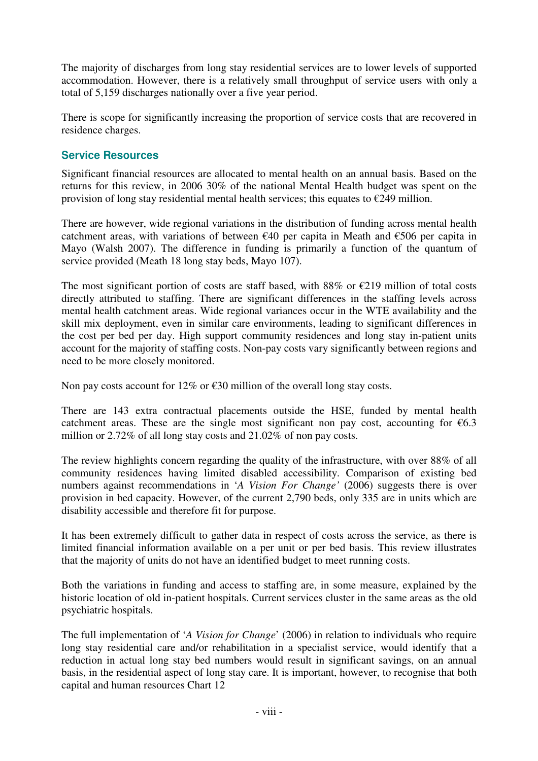The majority of discharges from long stay residential services are to lower levels of supported accommodation. However, there is a relatively small throughput of service users with only a total of 5,159 discharges nationally over a five year period.

There is scope for significantly increasing the proportion of service costs that are recovered in residence charges.

### Service Resources

Significant financial resources are allocated to mental health on an annual basis. Based on the returns for this review, in 2006 30% of the national Mental Health budget was spent on the provision of long stay residential mental health services; this equates to €249 million.

There are however, wide regional variations in the distribution of funding across mental health catchment areas, with variations of between €40 per capita in Meath and €506 per capita in Mayo (Walsh 2007). The difference in funding is primarily a function of the quantum of service provided (Meath 18 long stay beds, Mayo 107).

The most significant portion of costs are staff based, with 88% or €219 million of total costs directly attributed to staffing. There are significant differences in the staffing levels across mental health catchment areas. Wide regional variances occur in the WTE availability and the skill mix deployment, even in similar care environments, leading to significant differences in the cost per bed per day. High support community residences and long stay in-patient units account for the majority of staffing costs. Non-pay costs vary significantly between regions and need to be more closely monitored.

Non pay costs account for 12% or €30 million of the overall long stay costs.

There are 143 extra contractual placements outside the HSE, funded by mental health catchment areas. These are the single most significant non pay cost, accounting for €6.3 million or 2.72% of all long stay costs and 21.02% of non pay costs.

The review highlights concern regarding the quality of the infrastructure, with over 88% of all community residences having limited disabled accessibility. Comparison of existing bed numbers against recommendations in '*A Vision For Change'* (2006) suggests there is over provision in bed capacity. However, of the current 2,790 beds, only 335 are in units which are disability accessible and therefore fit for purpose.

It has been extremely difficult to gather data in respect of costs across the service, as there is limited financial information available on a per unit or per bed basis. This review illustrates that the majority of units do not have an identified budget to meet running costs.

Both the variations in funding and access to staffing are, in some measure, explained by the historic location of old in-patient hospitals. Current services cluster in the same areas as the old psychiatric hospitals.

The full implementation of '*A Vision for Change*' (2006) in relation to individuals who require long stay residential care and/or rehabilitation in a specialist service, would identify that a reduction in actual long stay bed numbers would result in significant savings, on an annual basis, in the residential aspect of long stay care. It is important, however, to recognise that both capital and human resources Chart 12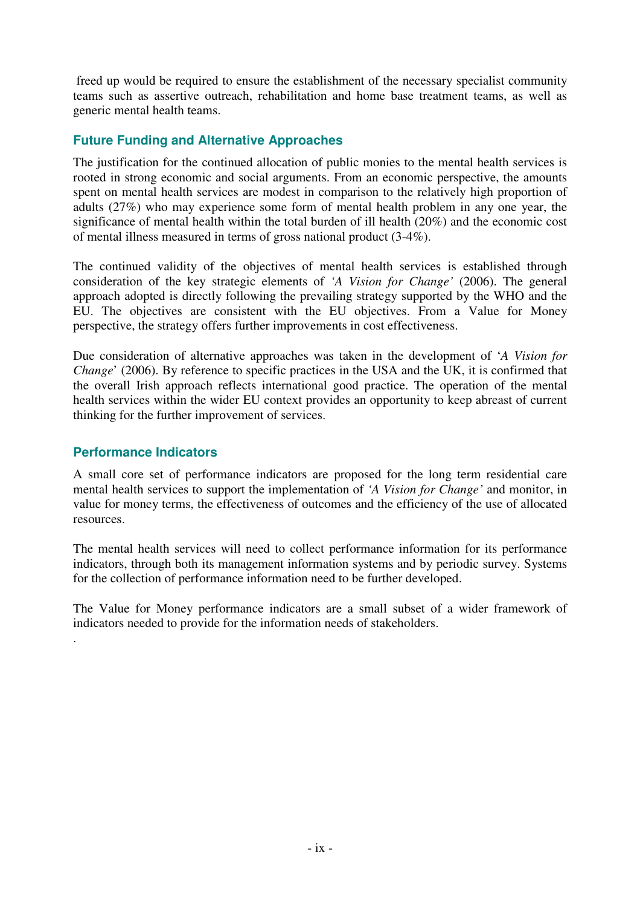freed up would be required to ensure the establishment of the necessary specialist community teams such as assertive outreach, rehabilitation and home base treatment teams, as well as generic mental health teams.

## Future Funding and Alternative Approaches

The justification for the continued allocation of public monies to the mental health services is rooted in strong economic and social arguments. From an economic perspective, the amounts spent on mental health services are modest in comparison to the relatively high proportion of adults (27%) who may experience some form of mental health problem in any one year, the significance of mental health within the total burden of ill health (20%) and the economic cost of mental illness measured in terms of gross national product (3-4%).

The continued validity of the objectives of mental health services is established through consideration of the key strategic elements of *'A Vision for Change'* (2006). The general approach adopted is directly following the prevailing strategy supported by the WHO and the EU. The objectives are consistent with the EU objectives. From a Value for Money perspective, the strategy offers further improvements in cost effectiveness.

Due consideration of alternative approaches was taken in the development of '*A Vision for Change*' (2006). By reference to specific practices in the USA and the UK, it is confirmed that the overall Irish approach reflects international good practice. The operation of the mental health services within the wider EU context provides an opportunity to keep abreast of current thinking for the further improvement of services.

## Performance Indicators

A small core set of performance indicators are proposed for the long term residential care mental health services to support the implementation of *'A Vision for Change'* and monitor, in value for money terms, the effectiveness of outcomes and the efficiency of the use of allocated resources.

The mental health services will need to collect performance information for its performance indicators, through both its management information systems and by periodic survey. Systems for the collection of performance information need to be further developed.

The Value for Money performance indicators are a small subset of a wider framework of indicators needed to provide for the information needs of stakeholders.

.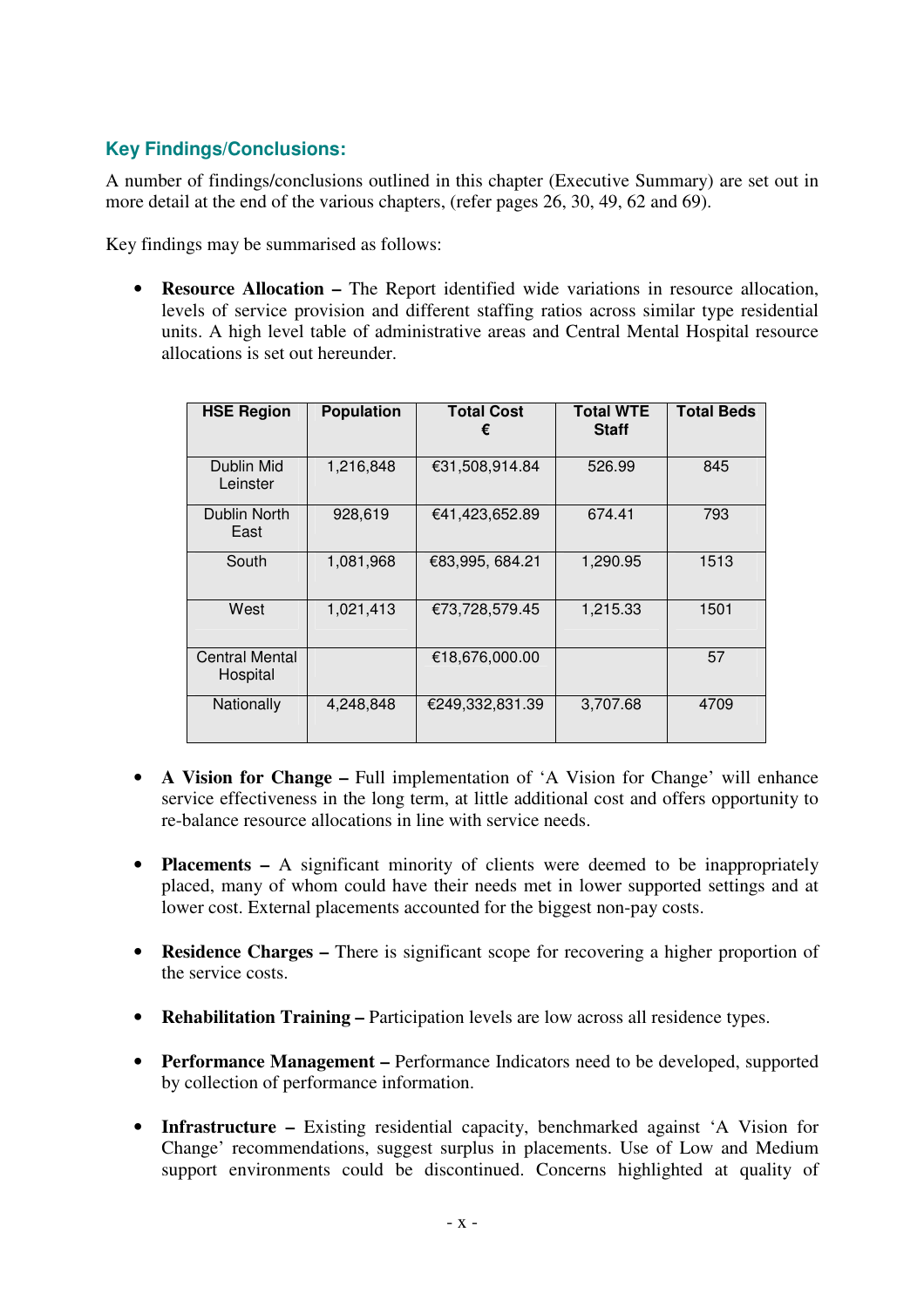## Key Findings/Conclusions:

A number of findings/conclusions outlined in this chapter (Executive Summary) are set out in more detail at the end of the various chapters, (refer pages 26, 30, 49, 62 and 69).

Key findings may be summarised as follows:

- **Resource Allocation –** The Report identified wide variations in resource allocation, levels of service provision and different staffing ratios across similar type residential units. A high level table of administrative areas and Central Mental Hospital resource allocations is set out hereunder.

| HSE Region | Population | Total Cost € | Total WTE Staff | Total Beds |
|---|---|---|---|---|
| Dublin Mid Leinster | 1,216,848 | €31,508,914.84 | 526.99 | 845 |
| Dublin North East | 928,619 | €41,423,652.89 | 674.41 | 793 |
| South | 1,081,968 | €83,995, 684.21 | 1,290.95 | 1513 |
| West | 1,021,413 | €73,728,579.45 | 1,215.33 | 1501 |
| Central Mental Hospital | | €18,676,000.00 | | 57 |
| Nationally | 4,248,848 | €249,332,831.39 | 3,707.68 | 4709 |

- **A Vision for Change –** Full implementation of 'A Vision for Change' will enhance service effectiveness in the long term, at little additional cost and offers opportunity to re-balance resource allocations in line with service needs.

- **Placements –** A significant minority of clients were deemed to be inappropriately placed, many of whom could have their needs met in lower supported settings and at lower cost. External placements accounted for the biggest non-pay costs.

- **Residence Charges –** There is significant scope for recovering a higher proportion of the service costs.

- **Rehabilitation Training –** Participation levels are low across all residence types.

- **Performance Management –** Performance Indicators need to be developed, supported by collection of performance information.

- **Infrastructure –** Existing residential capacity, benchmarked against 'A Vision for Change' recommendations, suggest surplus in placements. Use of Low and Medium support environments could be discontinued. Concerns highlighted at quality of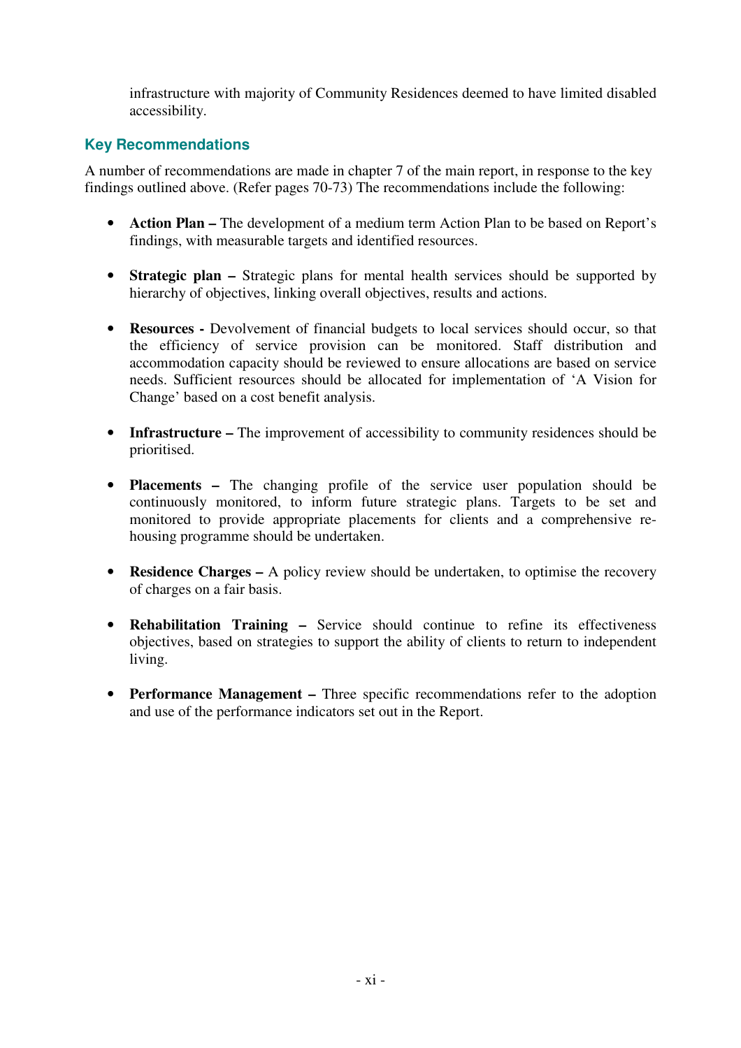infrastructure with majority of Community Residences deemed to have limited disabled accessibility.

## Key Recommendations

A number of recommendations are made in chapter 7 of the main report, in response to the key findings outlined above. (Refer pages 70-73) The recommendations include the following:

- **Action Plan –** The development of a medium term Action Plan to be based on Report's findings, with measurable targets and identified resources.

- **Strategic plan –** Strategic plans for mental health services should be supported by hierarchy of objectives, linking overall objectives, results and actions.

- **Resources -** Devolvement of financial budgets to local services should occur, so that the efficiency of service provision can be monitored. Staff distribution and accommodation capacity should be reviewed to ensure allocations are based on service needs. Sufficient resources should be allocated for implementation of 'A Vision for Change' based on a cost benefit analysis.

- **Infrastructure –** The improvement of accessibility to community residences should be prioritised.

- **Placements –** The changing profile of the service user population should be continuously monitored, to inform future strategic plans. Targets to be set and monitored to provide appropriate placements for clients and a comprehensive re-housing programme should be undertaken.

- **Residence Charges –** A policy review should be undertaken, to optimise the recovery of charges on a fair basis.

- **Rehabilitation Training –** Service should continue to refine its effectiveness objectives, based on strategies to support the ability of clients to return to independent living.

- **Performance Management –** Three specific recommendations refer to the adoption and use of the performance indicators set out in the Report.